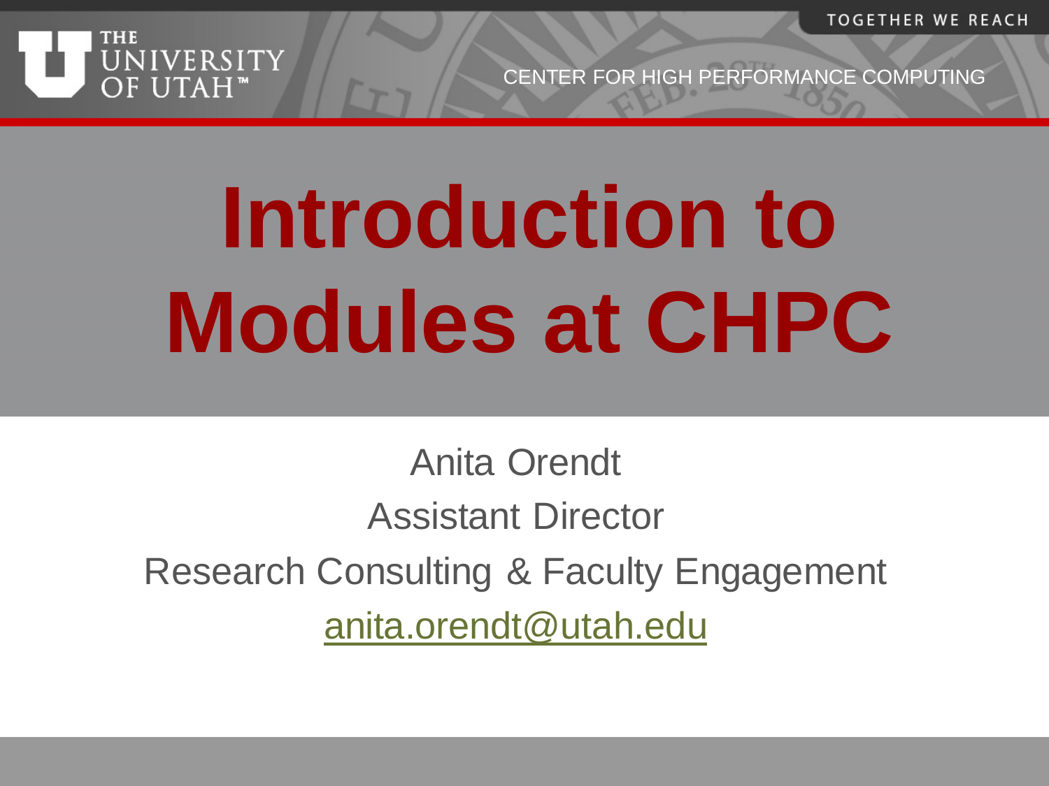THE UNIVERSITY OF UTAH™

CENTER FOR HIGH PERFORMANCE COMPUTING

# Introduction to Modules at CHPC

Anita Orendt

Assistant Director

Research Consulting & Faculty Engagement

anita.orendt@utah.edu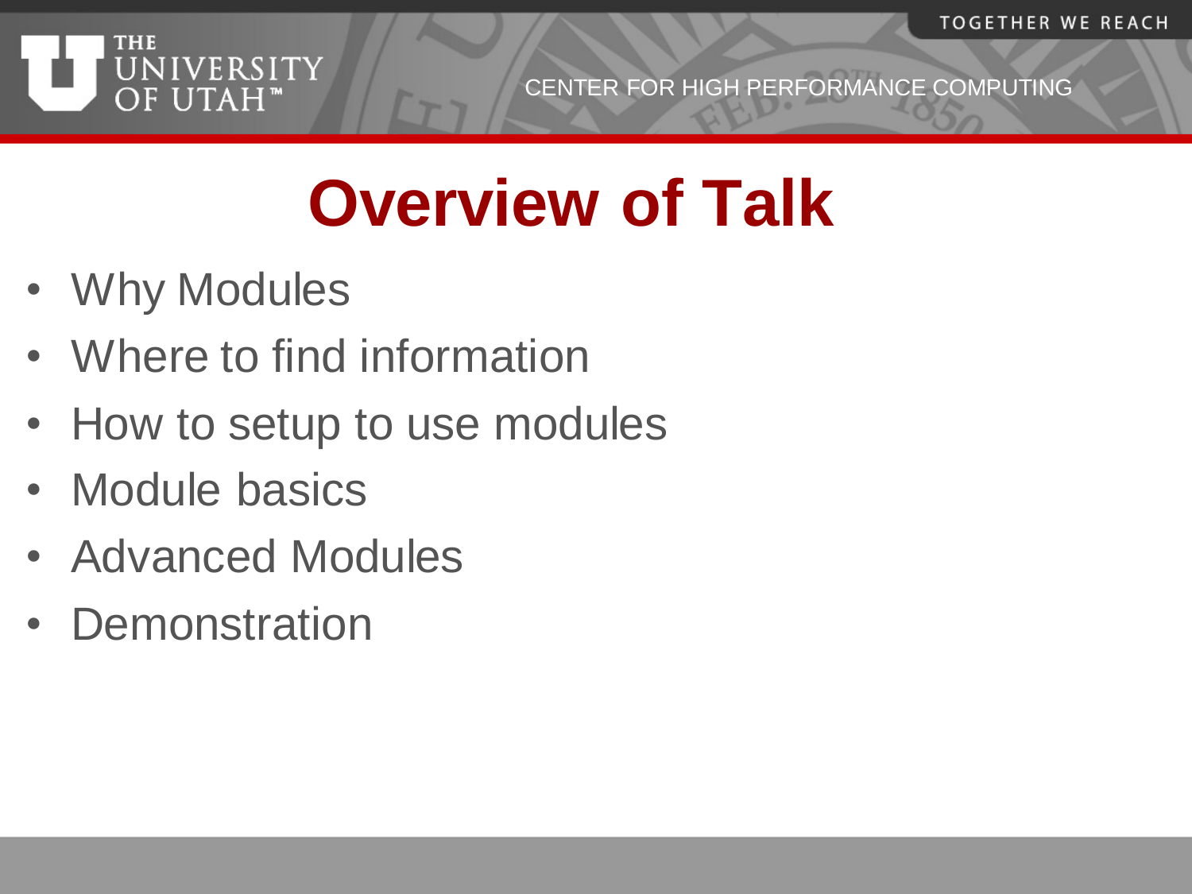# Overview of Talk

- Why Modules
- Where to find information
- How to setup to use modules
- Module basics
- Advanced Modules
- Demonstration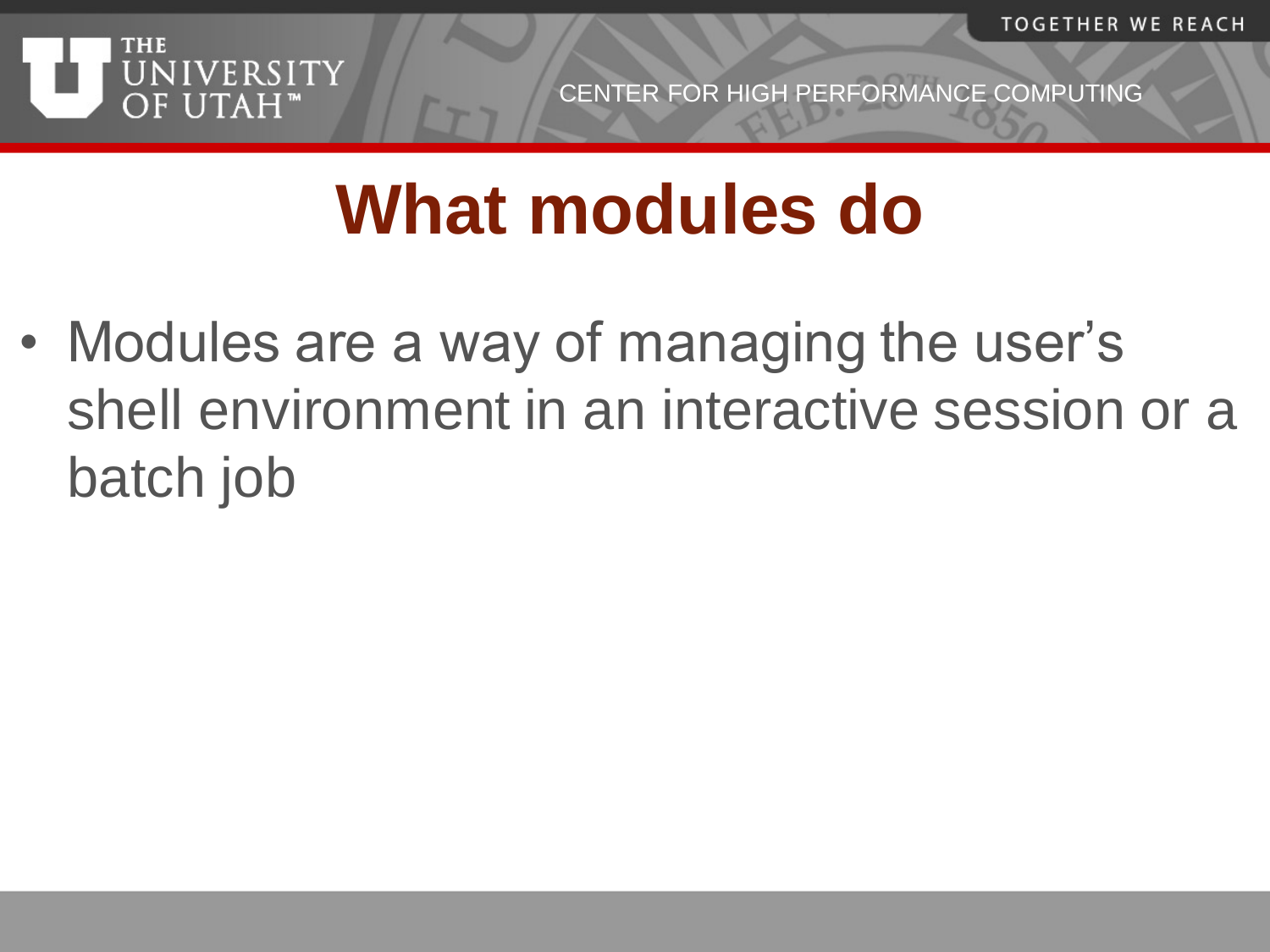# What modules do

- Modules are a way of managing the user's shell environment in an interactive session or a batch job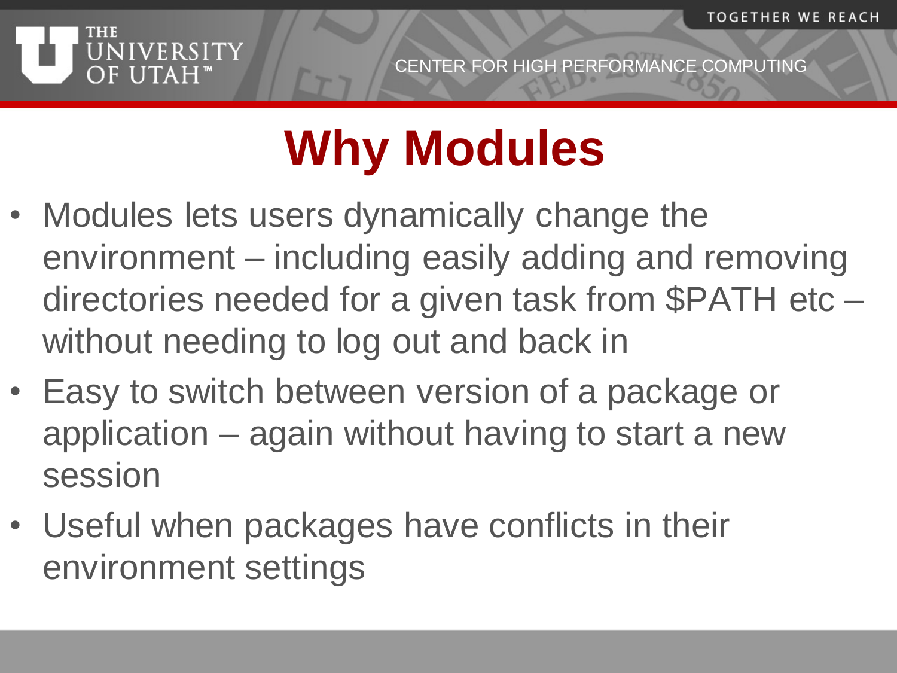# Why Modules

- Modules lets users dynamically change the environment – including easily adding and removing directories needed for a given task from $PATH etc – without needing to log out and back in
- Easy to switch between version of a package or application – again without having to start a new session
- Useful when packages have conflicts in their environment settings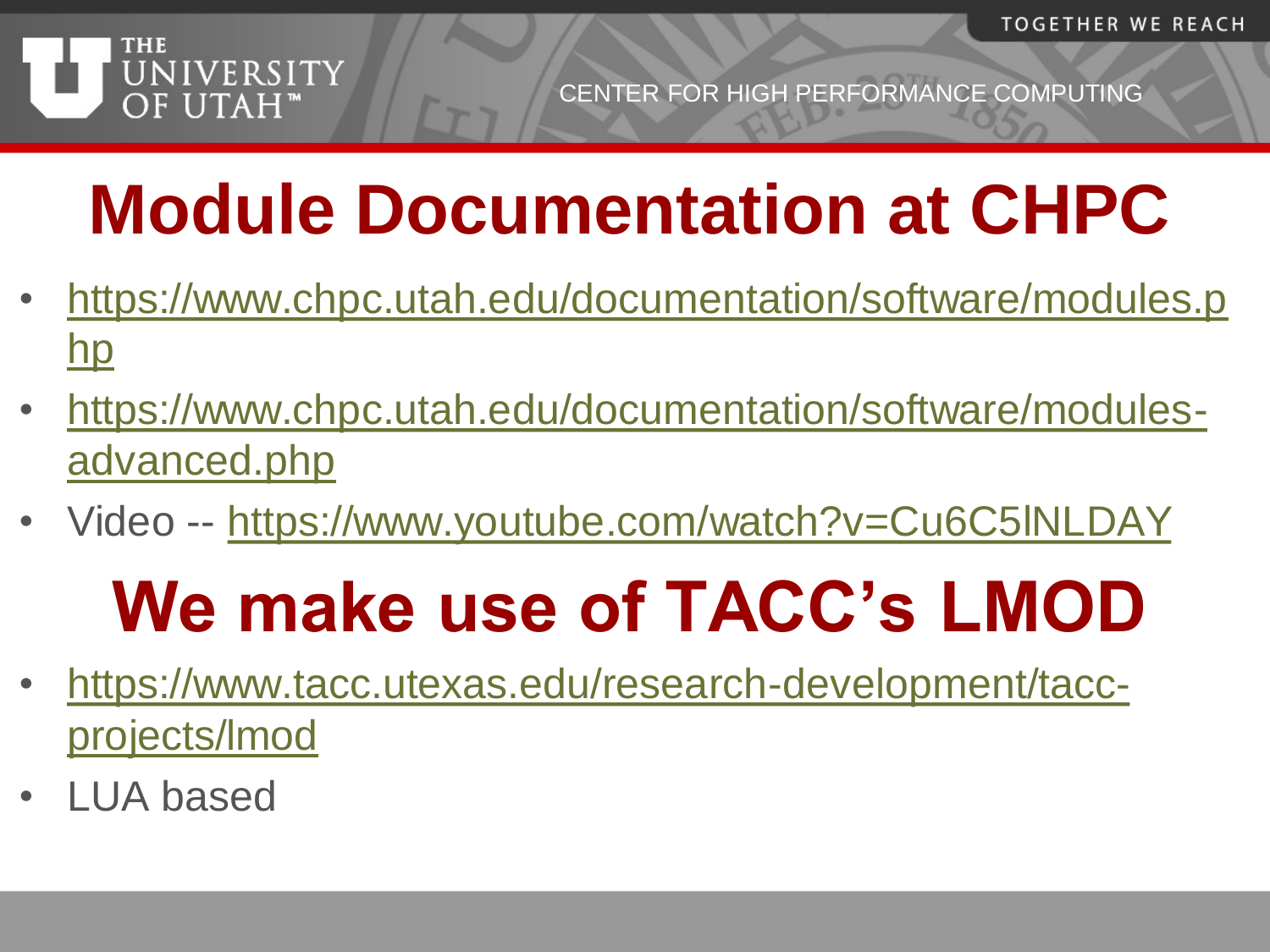# Module Documentation at CHPC

- https://www.chpc.utah.edu/documentation/software/modules.php
- https://www.chpc.utah.edu/documentation/software/modules-advanced.php
- Video -- https://www.youtube.com/watch?v=Cu6C5lNLDAY

# We make use of TACC's LMOD

- https://www.tacc.utexas.edu/research-development/tacc-projects/lmod
- LUA based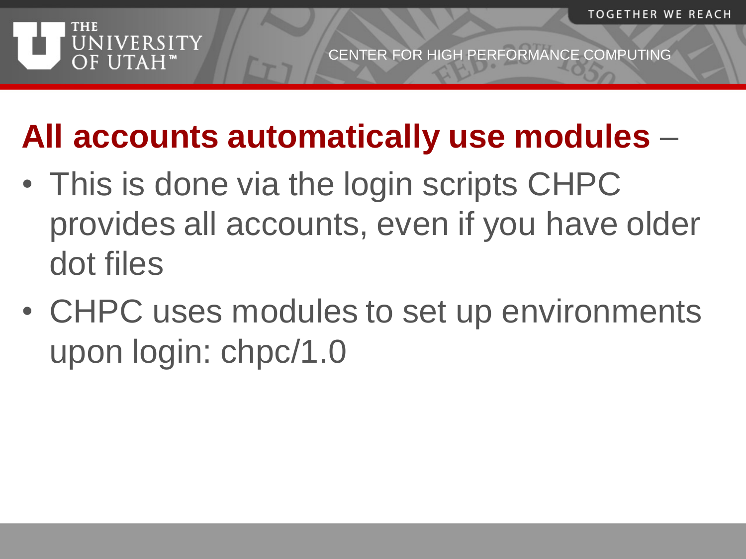## **All accounts automatically use modules** –

- This is done via the login scripts CHPC provides all accounts, even if you have older dot files
- CHPC uses modules to set up environments upon login: chpc/1.0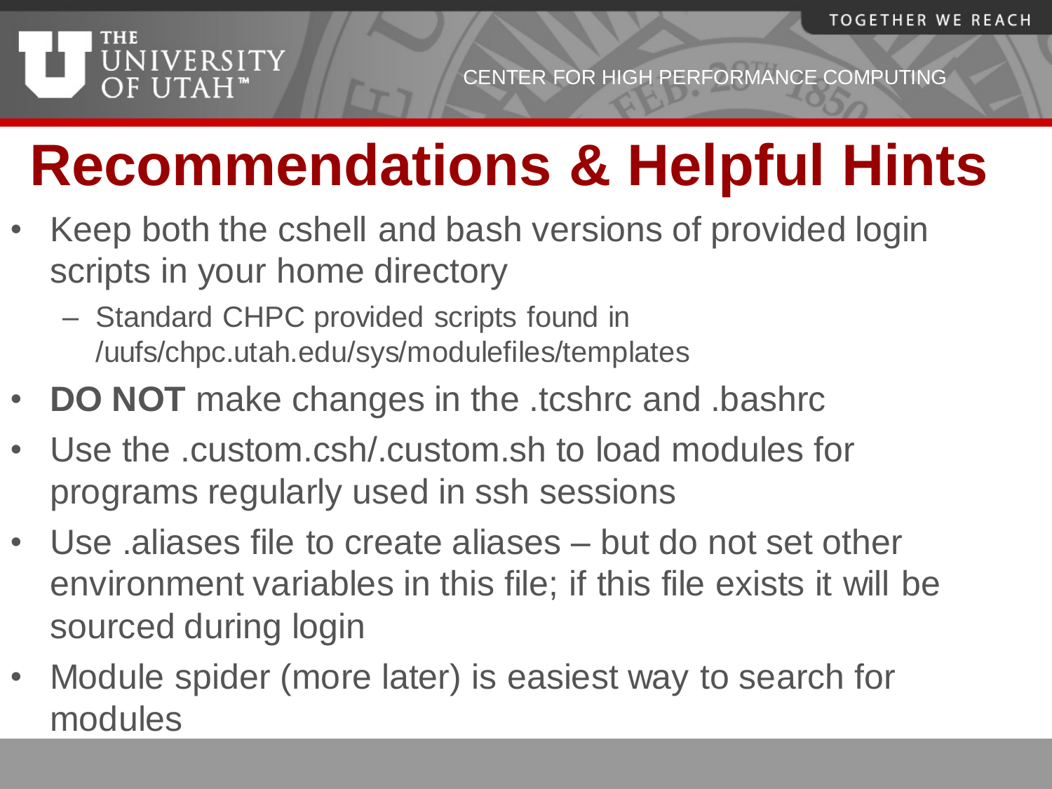# Recommendations & Helpful Hints

- Keep both the cshell and bash versions of provided login scripts in your home directory
  - Standard CHPC provided scripts found in /uufs/chpc.utah.edu/sys/modulefiles/templates
- **DO NOT** make changes in the .tcshrc and .bashrc
- Use the .custom.csh/.custom.sh to load modules for programs regularly used in ssh sessions
- Use .aliases file to create aliases – but do not set other environment variables in this file; if this file exists it will be sourced during login
- Module spider (more later) is easiest way to search for modules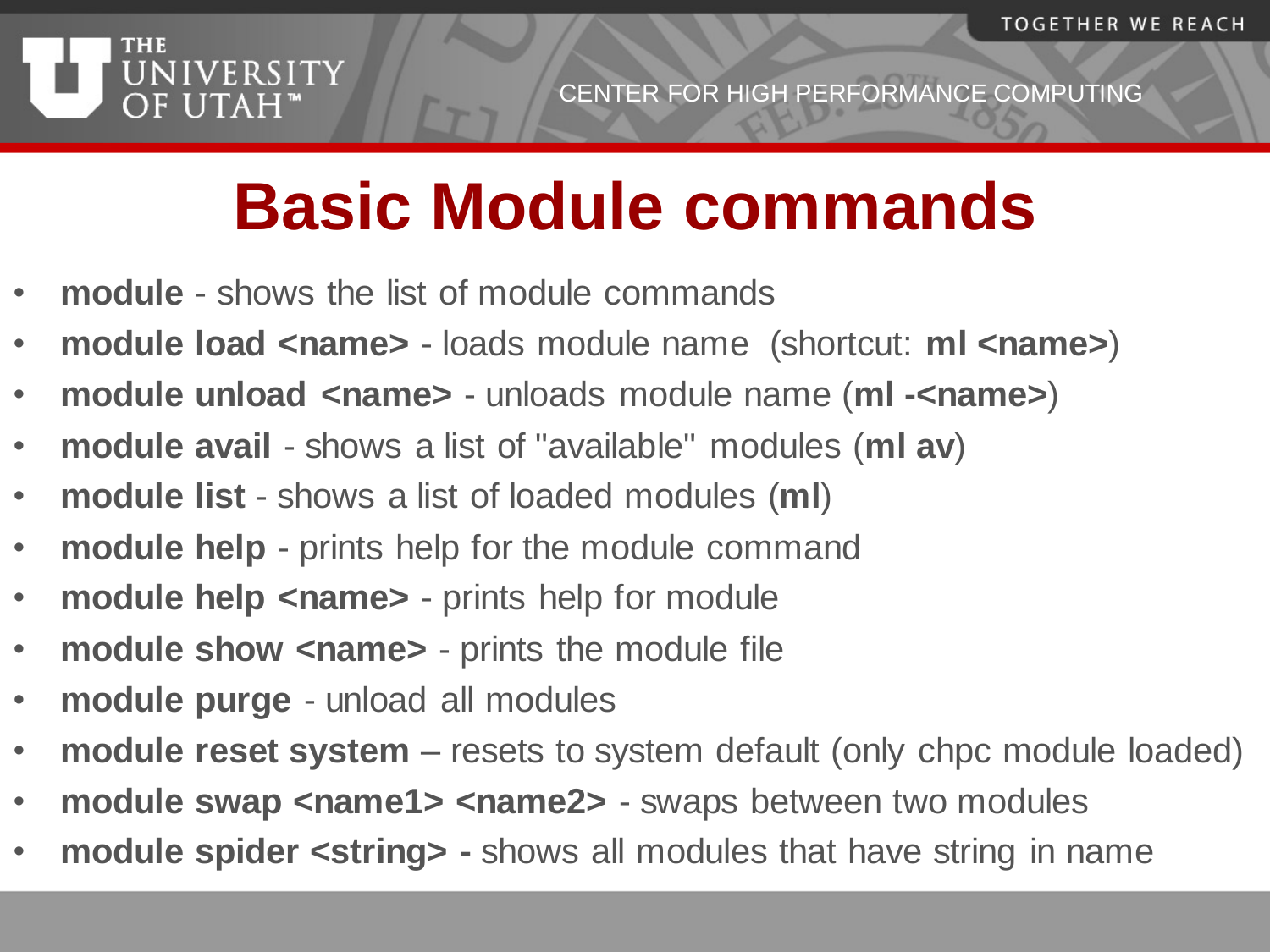# Basic Module commands

- **module** - shows the list of module commands
- **module load <name>** - loads module name  (shortcut: **ml <name>**)
- **module unload <name>** - unloads module name (**ml -<name>**)
- **module avail** - shows a list of "available" modules (**ml av**)
- **module list** - shows a list of loaded modules (**ml**)
- **module help** - prints help for the module command
- **module help <name>** - prints help for module
- **module show <name>** - prints the module file
- **module purge** - unload all modules
- **module reset system** – resets to system default (only chpc module loaded)
- **module swap <name1> <name2>** - swaps between two modules
- **module spider <string> -** shows all modules that have string in name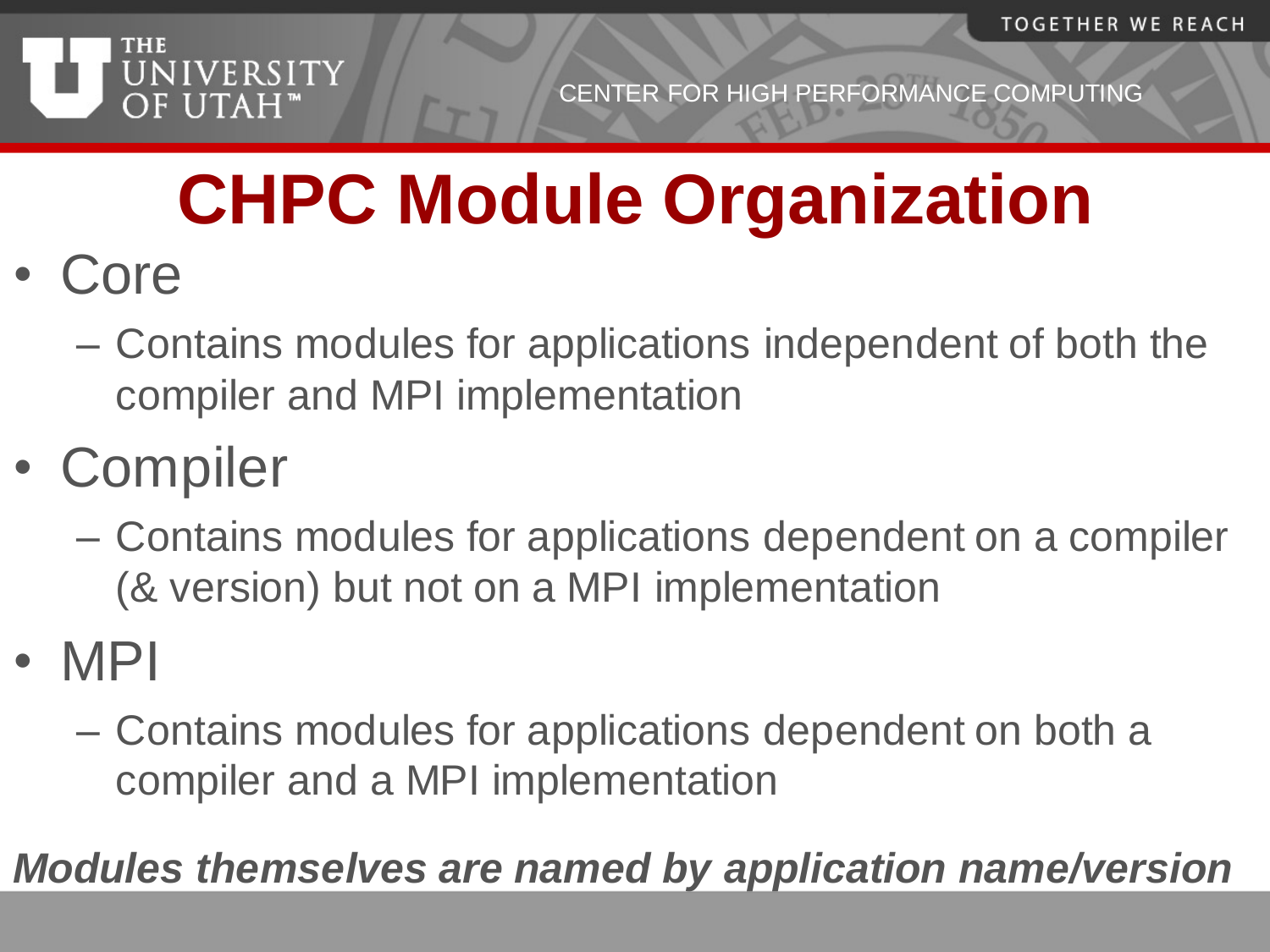# CHPC Module Organization

- Core
  - Contains modules for applications independent of both the compiler and MPI implementation
- Compiler
  - Contains modules for applications dependent on a compiler (& version) but not on a MPI implementation
- MPI
  - Contains modules for applications dependent on both a compiler and a MPI implementation

***Modules themselves are named by application name/version***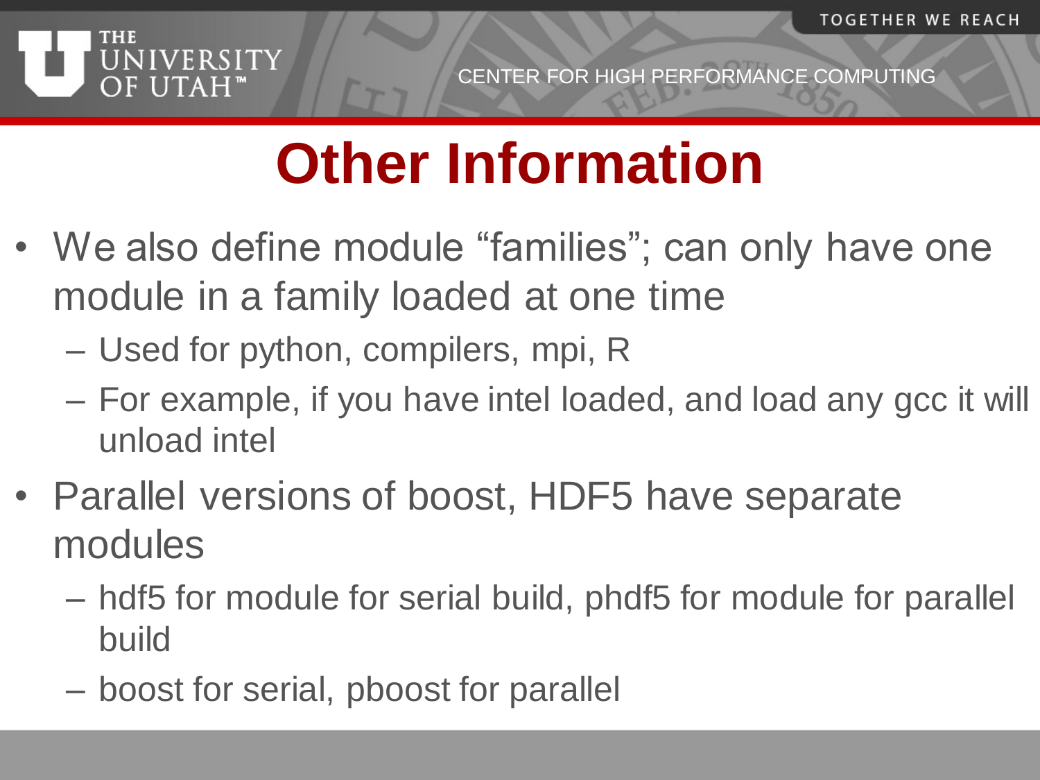# Other Information

- We also define module "families"; can only have one module in a family loaded at one time
  - Used for python, compilers, mpi, R
  - For example, if you have intel loaded, and load any gcc it will unload intel
- Parallel versions of boost, HDF5 have separate modules
  - hdf5 for module for serial build, phdf5 for module for parallel build
  - boost for serial, pboost for parallel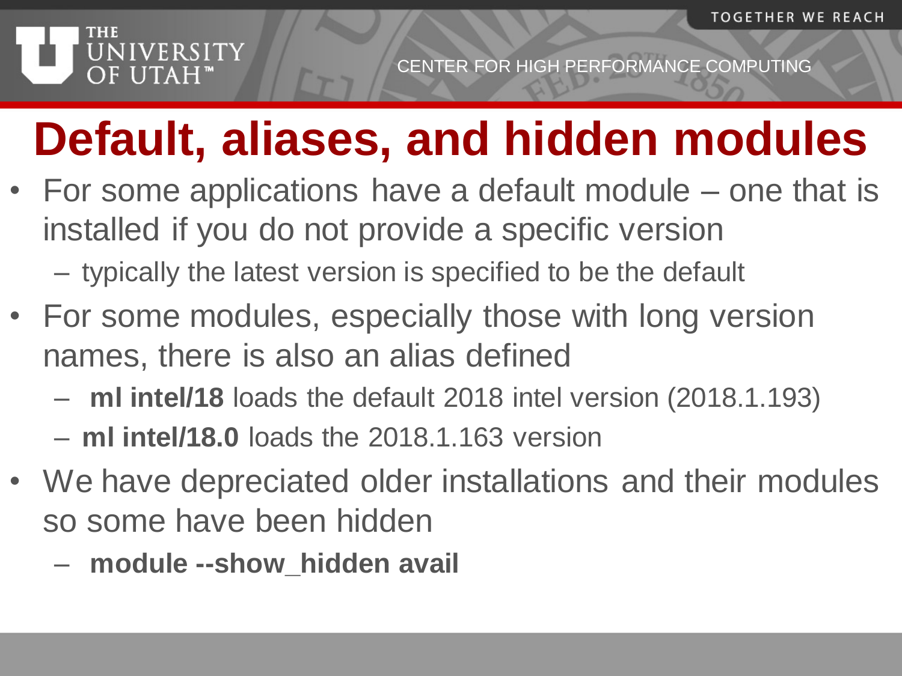# Default, aliases, and hidden modules

- For some applications have a default module – one that is installed if you do not provide a specific version
  - typically the latest version is specified to be the default
- For some modules, especially those with long version names, there is also an alias defined
  - **ml intel/18** loads the default 2018 intel version (2018.1.193)
  - **ml intel/18.0** loads the 2018.1.163 version
- We have depreciated older installations and their modules so some have been hidden
  - **module --show_hidden avail**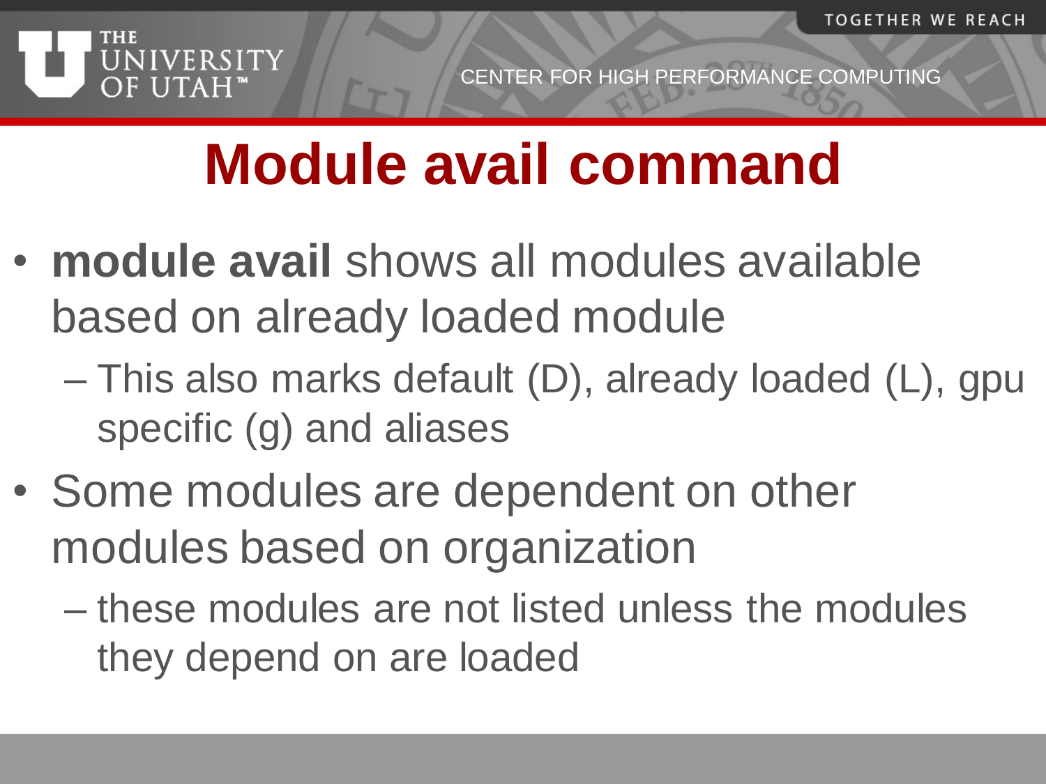# Module avail command

- **module avail** shows all modules available based on already loaded module
  - This also marks default (D), already loaded (L), gpu specific (g) and aliases
- Some modules are dependent on other modules based on organization
  - these modules are not listed unless the modules they depend on are loaded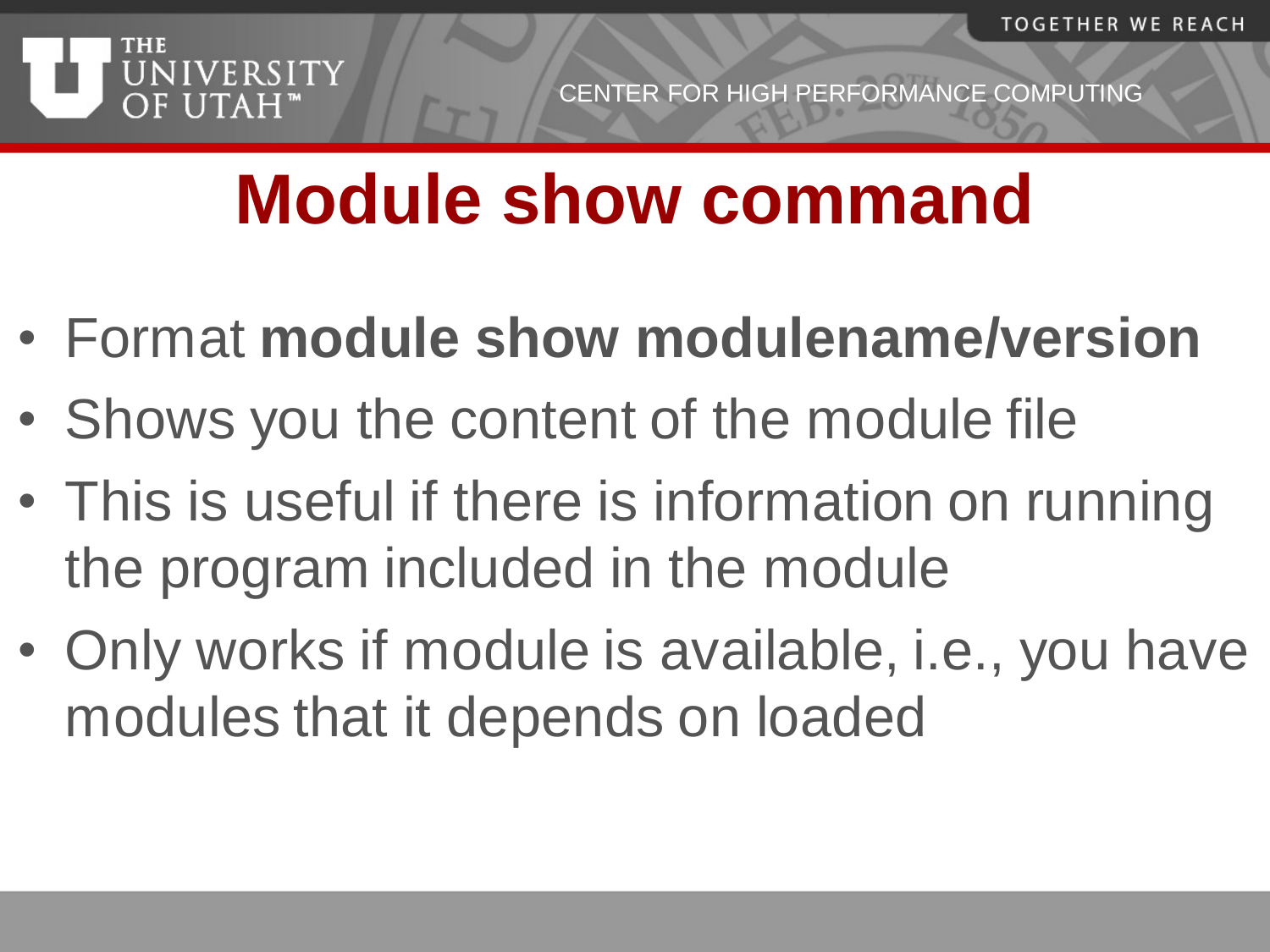# Module show command

- Format **module show modulename/version**
- Shows you the content of the module file
- This is useful if there is information on running the program included in the module
- Only works if module is available, i.e., you have modules that it depends on loaded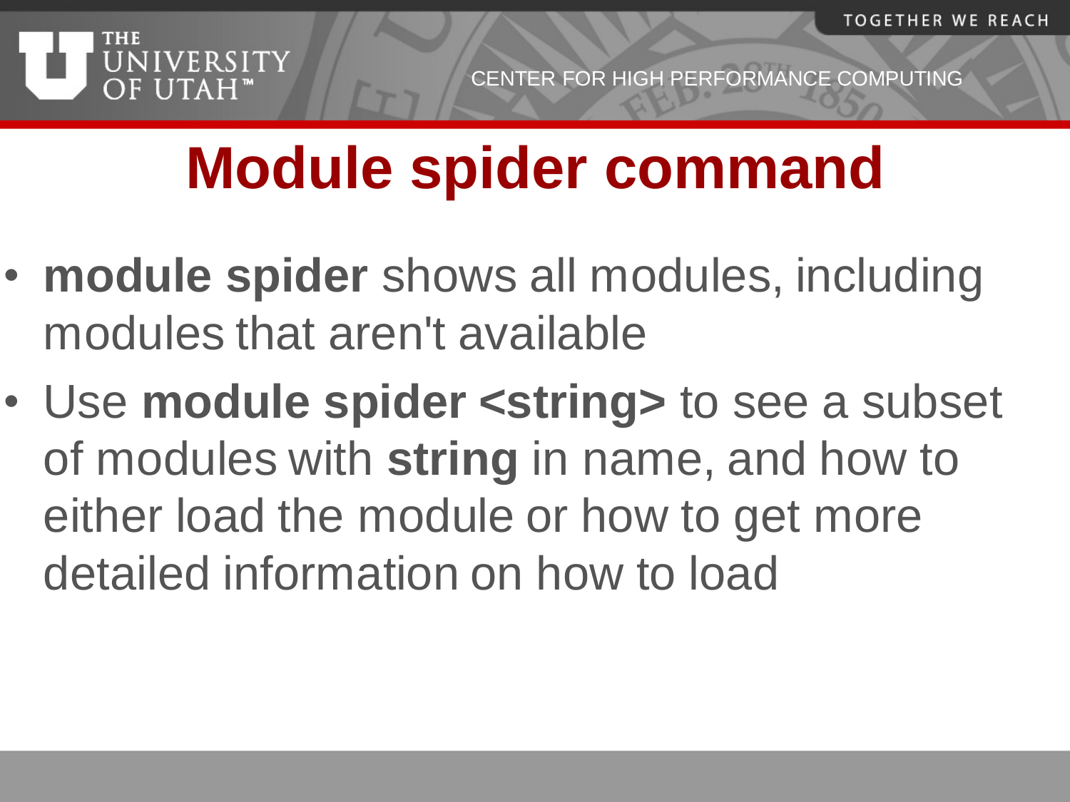# Module spider command

- **module spider** shows all modules, including modules that aren't available
- Use **module spider <string>** to see a subset of modules with **string** in name, and how to either load the module or how to get more detailed information on how to load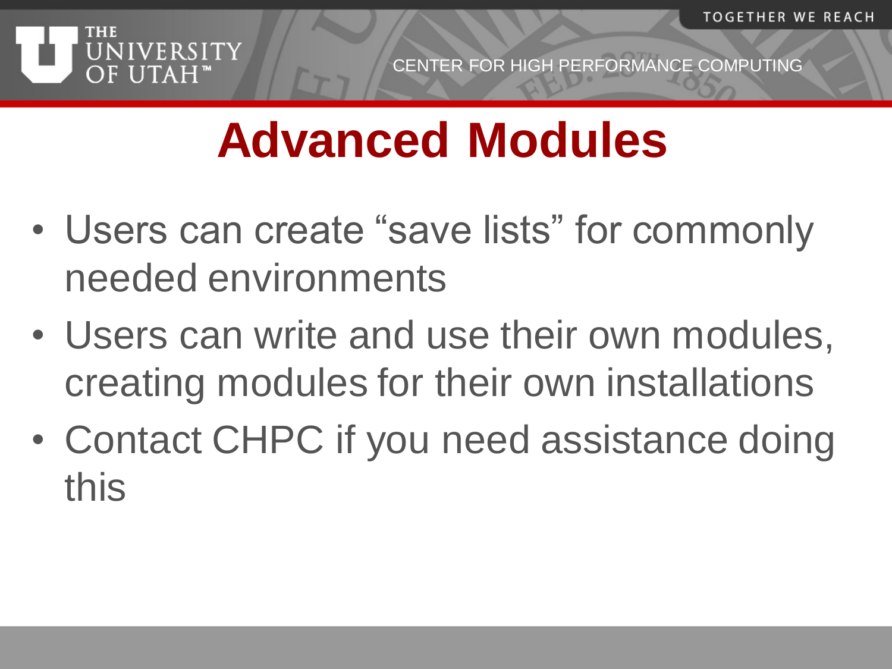# Advanced Modules

- Users can create "save lists" for commonly needed environments
- Users can write and use their own modules, creating modules for their own installations
- Contact CHPC if you need assistance doing this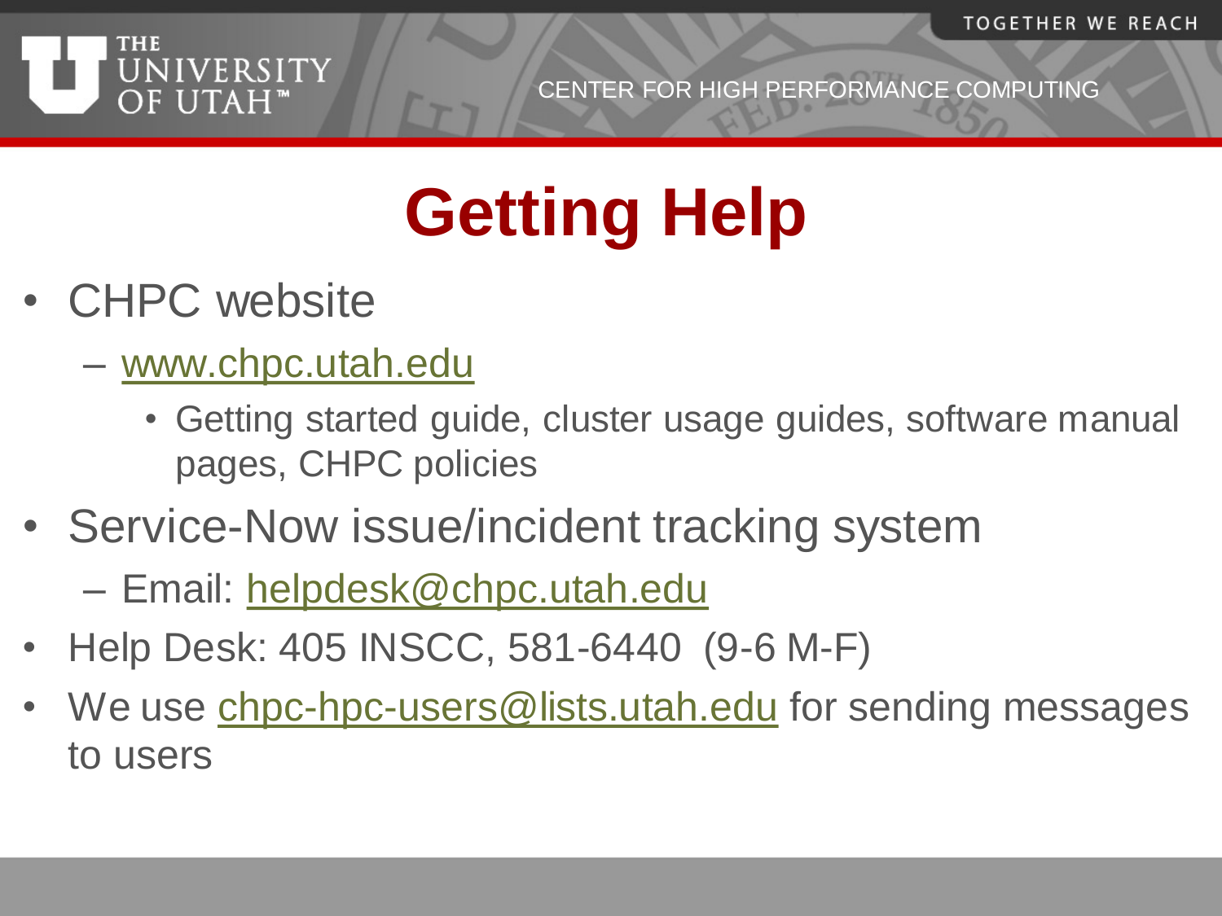# Getting Help

- CHPC website
  - www.chpc.utah.edu
    - Getting started guide, cluster usage guides, software manual pages, CHPC policies
- Service-Now issue/incident tracking system
  - Email: helpdesk@chpc.utah.edu
- Help Desk: 405 INSCC, 581-6440 (9-6 M-F)
- We use chpc-hpc-users@lists.utah.edu for sending messages to users